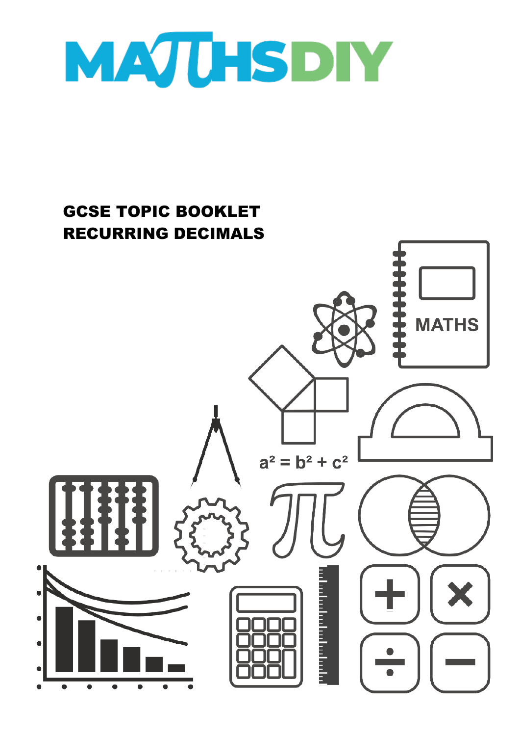# MATHSDIY

## GCSE TOPIC BOOKLET
## RECURRING DECIMALS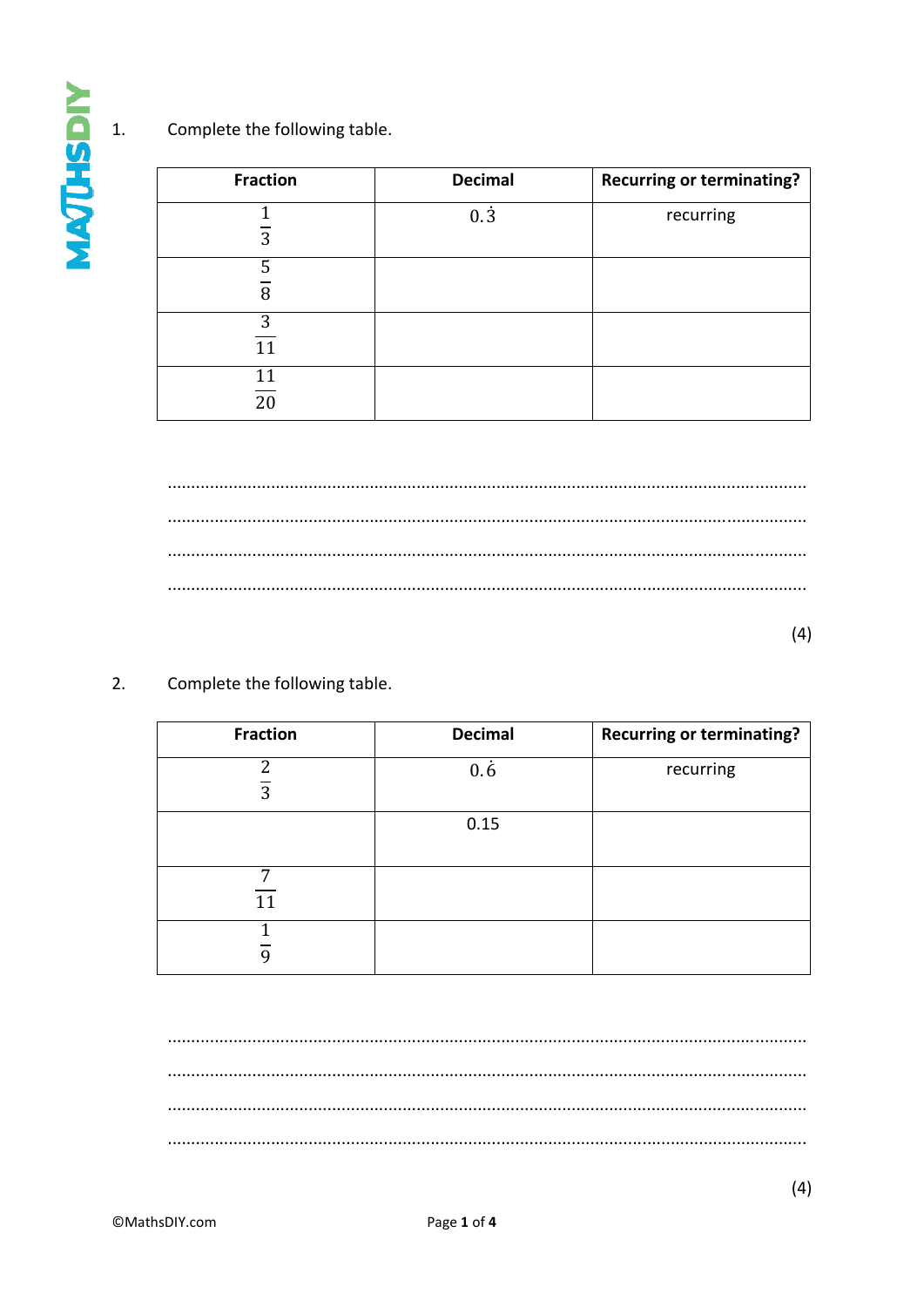1. Complete the following table.

| Fraction | Decimal | Recurring or terminating? |
|---|---|---|
| $\frac{1}{3}$ | $0.\dot{3}$ | recurring |
| $\frac{5}{8}$ | | |
| $\frac{3}{11}$ | | |
| $\frac{11}{20}$ | | |

..............................................................................................................................

..............................................................................................................................

..............................................................................................................................

..............................................................................................................................

(4)

2. Complete the following table.

| Fraction | Decimal | Recurring or terminating? |
|---|---|---|
| $\frac{2}{3}$ | $0.\dot{6}$ | recurring |
| | 0.15 | |
| $\frac{7}{11}$ | | |
| $\frac{1}{9}$ | | |

..............................................................................................................................

..............................................................................................................................

..............................................................................................................................

..............................................................................................................................

(4)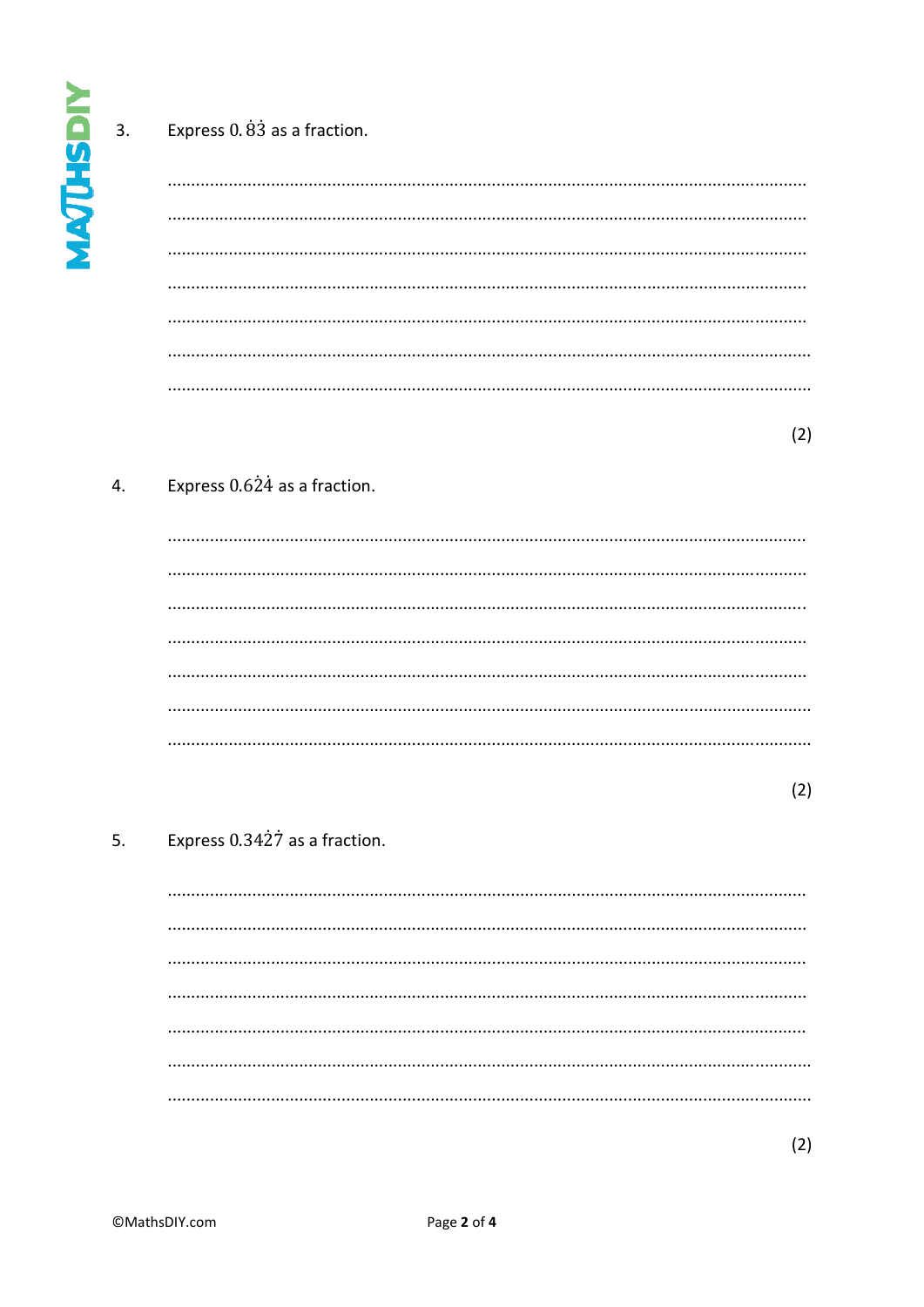3. Express $0.\dot{8}\dot{3}$ as a fraction.

.......................................................................................................................................

.......................................................................................................................................

.......................................................................................................................................

.......................................................................................................................................

.......................................................................................................................................

.......................................................................................................................................

.......................................................................................................................................

(2)

4. Express $0.6\dot{2}\dot{4}$ as a fraction.

.......................................................................................................................................

.......................................................................................................................................

.......................................................................................................................................

.......................................................................................................................................

.......................................................................................................................................

.......................................................................................................................................

.......................................................................................................................................

(2)

5. Express $0.34\dot{2}\dot{7}$ as a fraction.

.......................................................................................................................................

.......................................................................................................................................

.......................................................................................................................................

.......................................................................................................................................

.......................................................................................................................................

.......................................................................................................................................

.......................................................................................................................................

(2)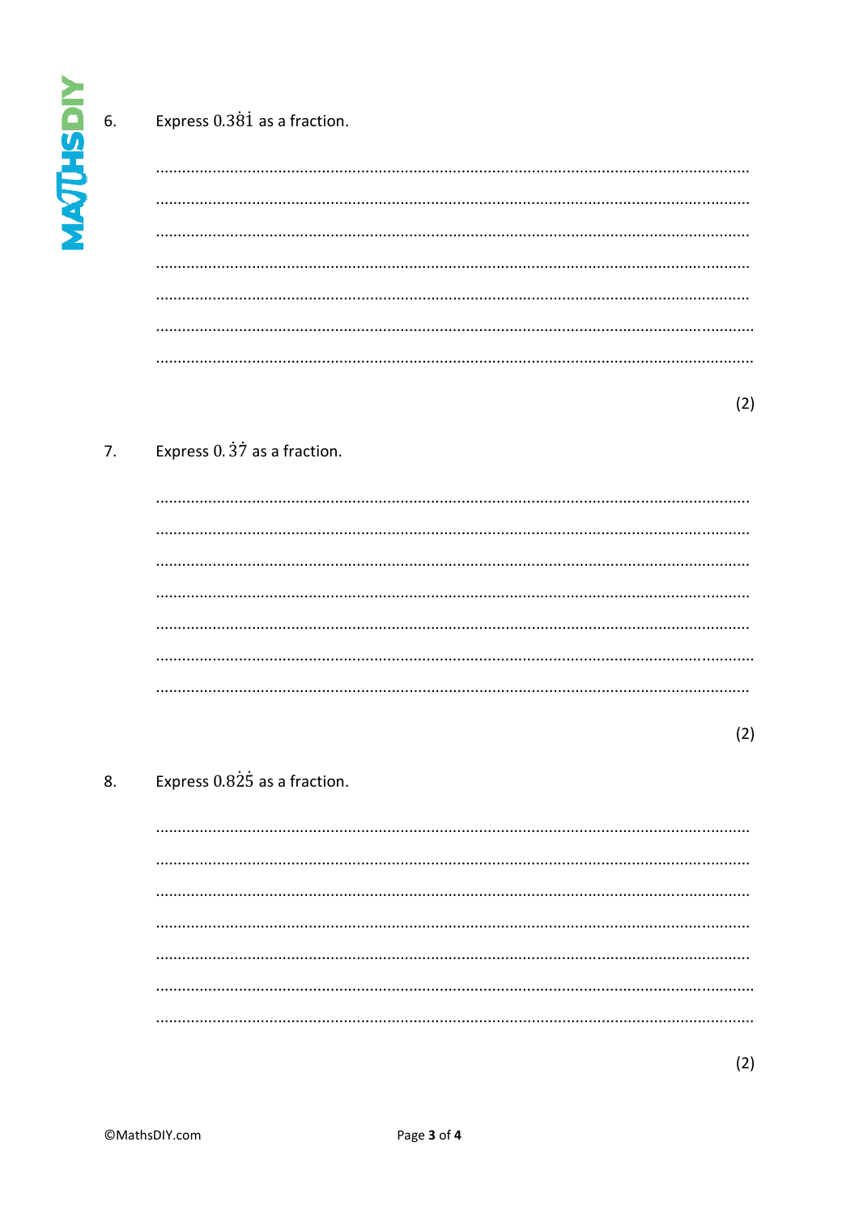6. Express $0.3\dot{8}\dot{1}$ as a fraction.

..........................................................................................................................................

..........................................................................................................................................

..........................................................................................................................................

..........................................................................................................................................

..........................................................................................................................................

..........................................................................................................................................

..........................................................................................................................................

(2)

7. Express $0.\dot{3}\dot{7}$ as a fraction.

..........................................................................................................................................

..........................................................................................................................................

..........................................................................................................................................

..........................................................................................................................................

..........................................................................................................................................

..........................................................................................................................................

..........................................................................................................................................

(2)

8. Express $0.8\dot{2}\dot{5}$ as a fraction.

..........................................................................................................................................

..........................................................................................................................................

..........................................................................................................................................

..........................................................................................................................................

..........................................................................................................................................

..........................................................................................................................................

..........................................................................................................................................

(2)

©MathsDIY.com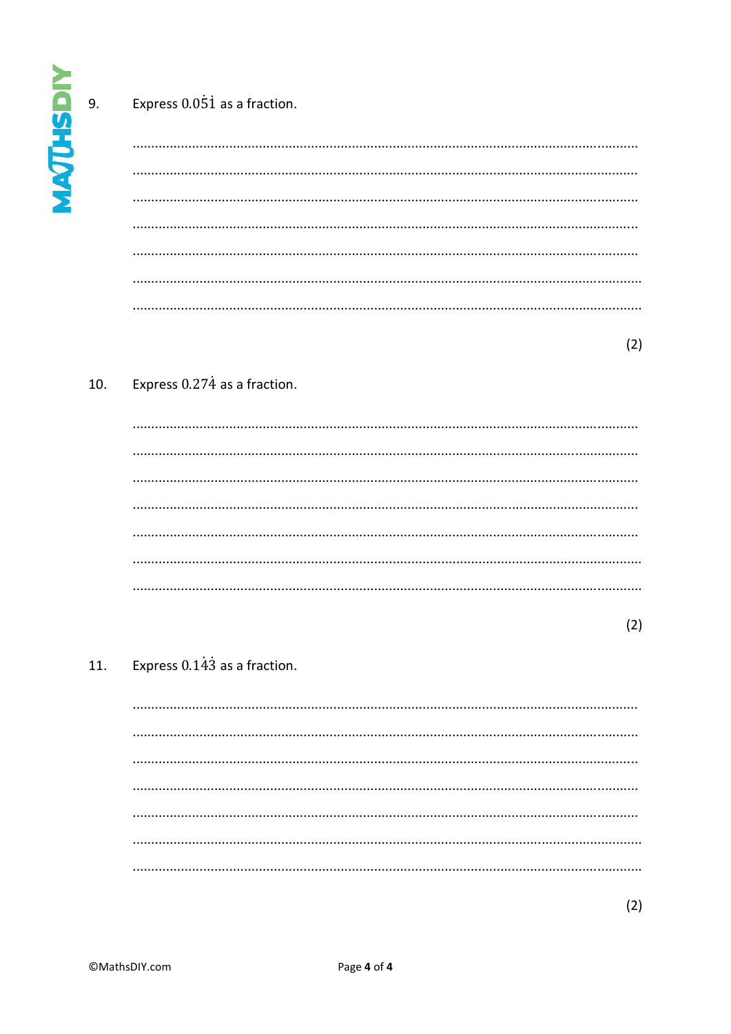9. Express $0.0\dot{5}\dot{1}$ as a fraction.

(2)

10. Express $0.27\dot{4}$ as a fraction.

(2)

11. Express $0.1\dot{4}\dot{3}$ as a fraction.

(2)